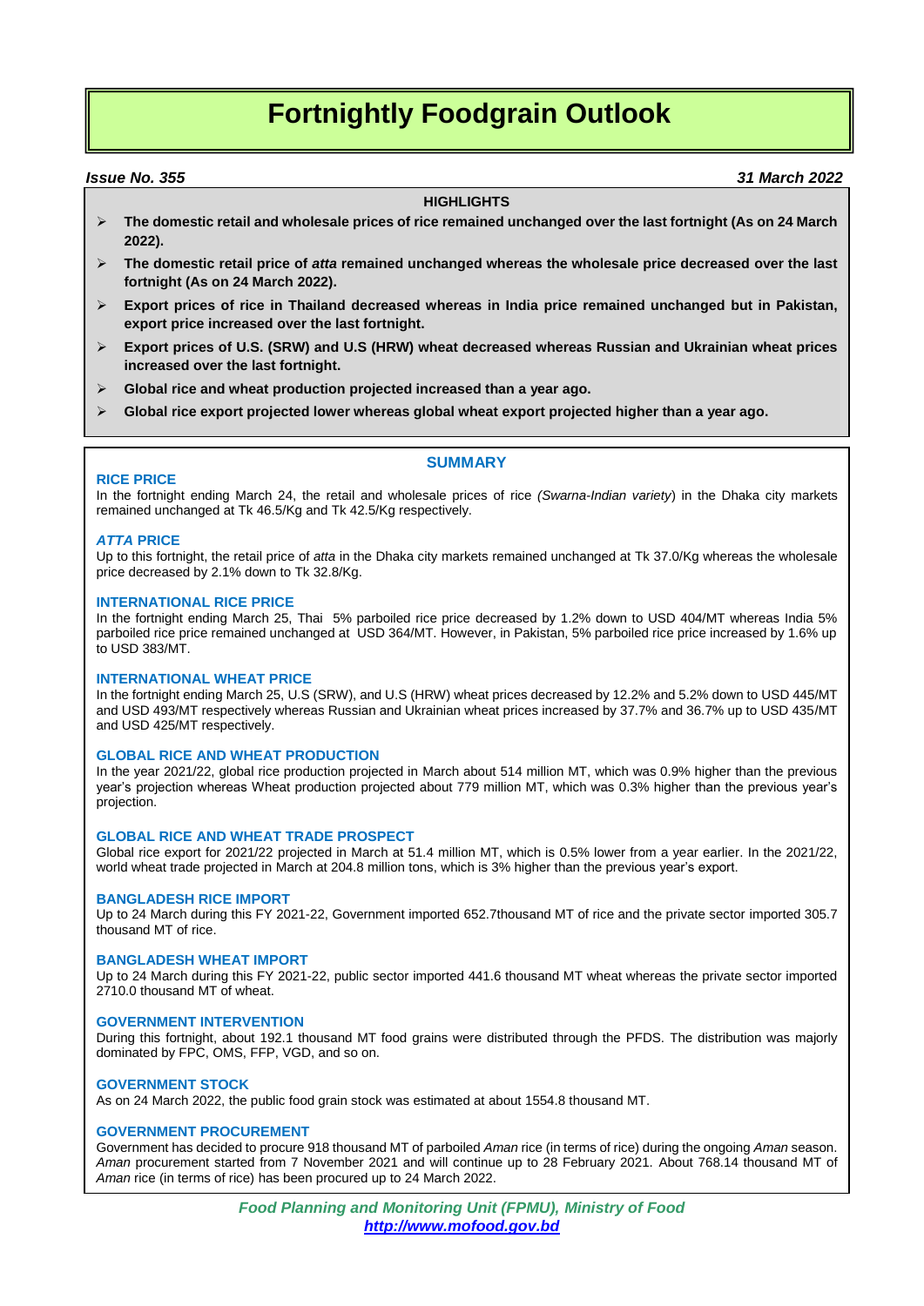# Fortnightly Foodgrain Outlook

***Issue No. 355*** ***31 March 2022***

**HIGHLIGHTS**

- **The domestic retail and wholesale prices of rice remained unchanged over the last fortnight (As on 24 March 2022).**
- **The domestic retail price of *atta* remained unchanged whereas the wholesale price decreased over the last fortnight (As on 24 March 2022).**
- **Export prices of rice in Thailand decreased whereas in India price remained unchanged but in Pakistan, export price increased over the last fortnight.**
- **Export prices of U.S. (SRW) and U.S (HRW) wheat decreased whereas Russian and Ukrainian wheat prices increased over the last fortnight.**
- **Global rice and wheat production projected increased than a year ago.**
- **Global rice export projected lower whereas global wheat export projected higher than a year ago.**

## SUMMARY

### RICE PRICE

In the fortnight ending March 24, the retail and wholesale prices of rice *(Swarna-Indian variety*) in the Dhaka city markets remained unchanged at Tk 46.5/Kg and Tk 42.5/Kg respectively.

### *ATTA* PRICE

Up to this fortnight, the retail price of *atta* in the Dhaka city markets remained unchanged at Tk 37.0/Kg whereas the wholesale price decreased by 2.1% down to Tk 32.8/Kg.

### INTERNATIONAL RICE PRICE

In the fortnight ending March 25, Thai 5% parboiled rice price decreased by 1.2% down to USD 404/MT whereas India 5% parboiled rice price remained unchanged at USD 364/MT. However, in Pakistan, 5% parboiled rice price increased by 1.6% up to USD 383/MT.

### INTERNATIONAL WHEAT PRICE

In the fortnight ending March 25, U.S (SRW), and U.S (HRW) wheat prices decreased by 12.2% and 5.2% down to USD 445/MT and USD 493/MT respectively whereas Russian and Ukrainian wheat prices increased by 37.7% and 36.7% up to USD 435/MT and USD 425/MT respectively.

### GLOBAL RICE AND WHEAT PRODUCTION

In the year 2021/22, global rice production projected in March about 514 million MT, which was 0.9% higher than the previous year's projection whereas Wheat production projected about 779 million MT, which was 0.3% higher than the previous year's projection.

### GLOBAL RICE AND WHEAT TRADE PROSPECT

Global rice export for 2021/22 projected in March at 51.4 million MT, which is 0.5% lower from a year earlier. In the 2021/22, world wheat trade projected in March at 204.8 million tons, which is 3% higher than the previous year's export.

### BANGLADESH RICE IMPORT

Up to 24 March during this FY 2021-22, Government imported 652.7thousand MT of rice and the private sector imported 305.7 thousand MT of rice.

### BANGLADESH WHEAT IMPORT

Up to 24 March during this FY 2021-22, public sector imported 441.6 thousand MT wheat whereas the private sector imported 2710.0 thousand MT of wheat.

### GOVERNMENT INTERVENTION

During this fortnight, about 192.1 thousand MT food grains were distributed through the PFDS. The distribution was majorly dominated by FPC, OMS, FFP, VGD, and so on.

### GOVERNMENT STOCK

As on 24 March 2022, the public food grain stock was estimated at about 1554.8 thousand MT.

### GOVERNMENT PROCUREMENT

Government has decided to procure 918 thousand MT of parboiled *Aman* rice (in terms of rice) during the ongoing *Aman* season. *Aman* procurement started from 7 November 2021 and will continue up to 28 February 2021. About 768.14 thousand MT of *Aman* rice (in terms of rice) has been procured up to 24 March 2022.

*Food Planning and Monitoring Unit (FPMU), Ministry of Food*
*http://www.mofood.gov.bd*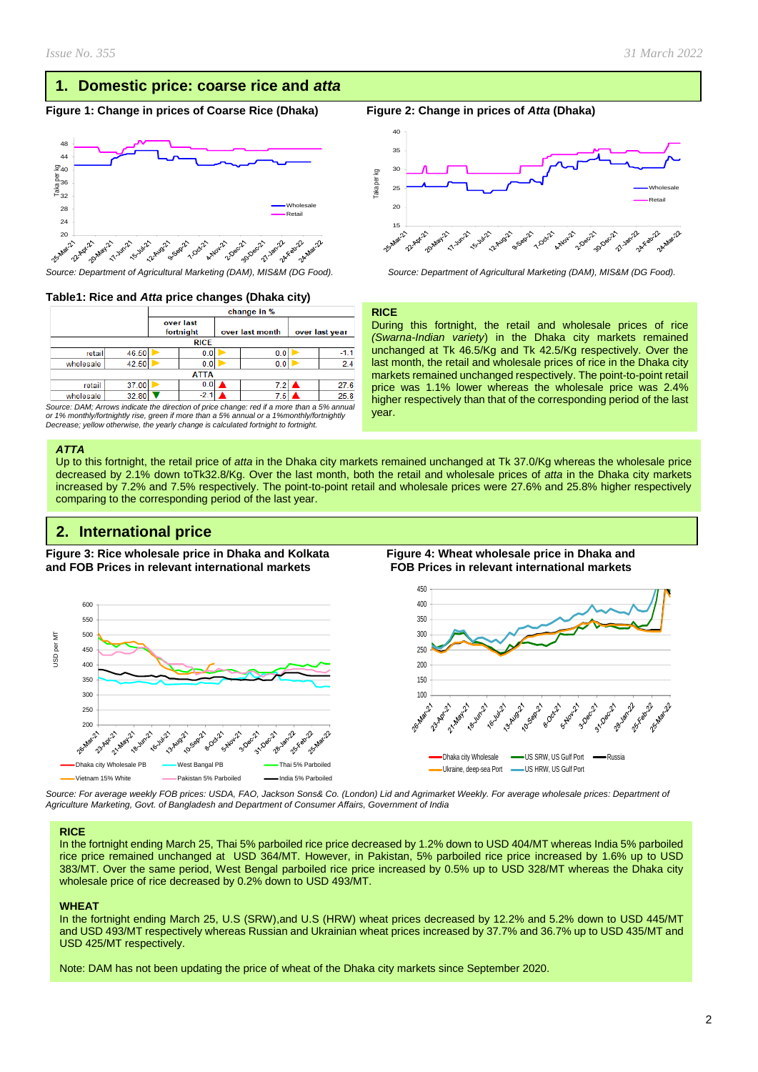## 1. Domestic price: coarse rice and *atta*

**Figure 1: Change in prices of Coarse Rice (Dhaka)**

*Source: Department of Agricultural Marketing (DAM), MIS&M (DG Food).*

**Figure 2: Change in prices of *Atta* (Dhaka)**

*Source: Department of Agricultural Marketing (DAM), MIS&M (DG Food).*

**Table1: Rice and *Atta* price changes (Dhaka city)**

| | | change in % | | |
|---|---|---|---|---|
| | | over last fortnight | over last month | over last year |
| **RICE** | | | | |
| retail | 46.50 | 0.0 | 0.0 | -1.1 |
| wholesale | 42.50 | 0.0 | 0.0 | 2.4 |
| **ATTA** | | | | |
| retail | 37.00 | 0.0 | 7.2 ▲ | 27.6 ▲ |
| wholesale | 32.80 ▼ | -2.1 ▲ | 7.5 ▲ | 25.8 |

*Source: DAM; Arrows indicate the direction of price change: red if a more than a 5% annual or 1% monthly/fortnightly rise, green if more than a 5% annual or a 1%monthly/fortnightly Decrease; yellow otherwise, the yearly change is calculated fortnight to fortnight.*

**RICE**

During this fortnight, the retail and wholesale prices of rice *(Swarna-Indian variety*) in the Dhaka city markets remained unchanged at Tk 46.5/Kg and Tk 42.5/Kg respectively. Over the last month, the retail and wholesale prices of rice in the Dhaka city markets remained unchanged respectively. The point-to-point retail price was 1.1% lower whereas the wholesale price was 2.4% higher respectively than that of the corresponding period of the last year.

***ATTA***

Up to this fortnight, the retail price of *atta* in the Dhaka city markets remained unchanged at Tk 37.0/Kg whereas the wholesale price decreased by 2.1% down toTk32.8/Kg. Over the last month, both the retail and wholesale prices of *atta* in the Dhaka city markets increased by 7.2% and 7.5% respectively. The point-to-point retail and wholesale prices were 27.6% and 25.8% higher respectively comparing to the corresponding period of the last year.

## 2. International price

**Figure 3: Rice wholesale price in Dhaka and Kolkata and FOB Prices in relevant international markets**

**Figure 4: Wheat wholesale price in Dhaka and FOB Prices in relevant international markets**

*Source: For average weekly FOB prices: USDA, FAO, Jackson Sons& Co. (London) Lid and Agrimarket Weekly. For average wholesale prices: Department of Agriculture Marketing, Govt. of Bangladesh and Department of Consumer Affairs, Government of India*

**RICE**

In the fortnight ending March 25, Thai 5% parboiled rice price decreased by 1.2% down to USD 404/MT whereas India 5% parboiled rice price remained unchanged at USD 364/MT. However, in Pakistan, 5% parboiled rice price increased by 1.6% up to USD 383/MT. Over the same period, West Bengal parboiled rice price increased by 0.5% up to USD 328/MT whereas the Dhaka city wholesale price of rice decreased by 0.2% down to USD 493/MT.

**WHEAT**

In the fortnight ending March 25, U.S (SRW),and U.S (HRW) wheat prices decreased by 12.2% and 5.2% down to USD 445/MT and USD 493/MT respectively whereas Russian and Ukrainian wheat prices increased by 37.7% and 36.7% up to USD 435/MT and USD 425/MT respectively.

Note: DAM has not been updating the price of wheat of the Dhaka city markets since September 2020.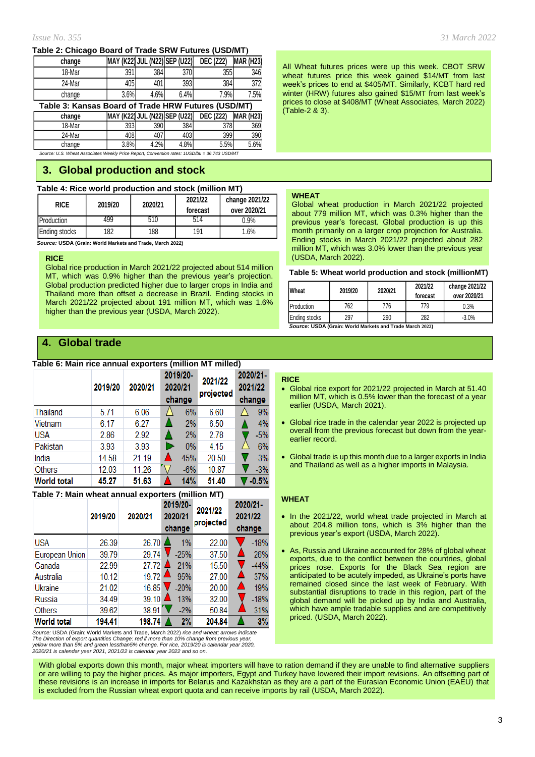**Table 2: Chicago Board of Trade SRW Futures (USD/MT)**

| change | MAY (K22) | JUL (N22) | SEP (U22) | DEC (Z22) | MAR (H23) |
|---|---|---|---|---|---|
| 18-Mar | 391 | 384 | 370 | 355 | 346 |
| 24-Mar | 405 | 401 | 393 | 384 | 372 |
| change | 3.6% | 4.6% | 6.4% | 7.9% | 7.5% |

**Table 3: Kansas Board of Trade HRW Futures (USD/MT)**

| change | MAY (K22) | JUL (N22) | SEP (U22) | DEC (Z22) | MAR (H23) |
|---|---|---|---|---|---|
| 18-Mar | 393 | 390 | 384 | 378 | 369 |
| 24-Mar | 408 | 407 | 403 | 399 | 390 |
| change | 3.8% | 4.2% | 4.8% | 5.5% | 5.6% |

*Source: U.S. Wheat Associates Weekly Price Report, Conversion rates: 1USD/bu = 36.743 USD/MT*

All Wheat futures prices were up this week. CBOT SRW wheat futures price this week gained $14/MT from last week's prices to end at $405/MT. Similarly, KCBT hard red winter (HRW) futures also gained $15/MT from last week's prices to close at $408/MT (Wheat Associates, March 2022) (Table-2 & 3).

## 3. Global production and stock

**Table 4: Rice world production and stock (million MT)**

| RICE | 2019/20 | 2020/21 | 2021/22 forecast | change 2021/22 over 2020/21 |
|---|---|---|---|---|
| Production | 499 | 510 | 514 | 0.9% |
| Ending stocks | 182 | 188 | 191 | 1.6% |

***Source:*** **USDA (Grain: World Markets and Trade, March 2022)**

**RICE**

Global rice production in March 2021/22 projected about 514 million MT, which was 0.9% higher than the previous year's projection. Global production projected higher due to larger crops in India and Thailand more than offset a decrease in Brazil. Ending stocks in March 2021/22 projected about 191 million MT, which was 1.6% higher than the previous year (USDA, March 2022).

**WHEAT**

Global wheat production in March 2021/22 projected about 779 million MT, which was 0.3% higher than the previous year's forecast. Global production is up this month primarily on a larger crop projection for Australia. Ending stocks in March 2021/22 projected about 282 million MT, which was 3.0% lower than the previous year (USDA, March 2022).

**Table 5: Wheat world production and stock (millionMT)**

| Wheat | 2019/20 | 2020/21 | 2021/22 forecast | change 2021/22 over 2020/21 |
|---|---|---|---|---|
| Production | 762 | 776 | 779 | 0.3% |
| Ending stocks | 297 | 290 | 282 | -3.0% |

***Source:*** **USDA (Grain: World Markets and Trade March 2022)**

## 4. Global trade

**Table 6: Main rice annual exporters (million MT milled)**

| | 2019/20 | 2020/21 | 2019/20-2020/21 change | 2021/22 projected | 2020/21-2021/22 change |
|---|---|---|---|---|---|
| Thailand | 5.71 | 6.06 | 6% | 6.60 | 9% |
| Vietnam | 6.17 | 6.27 | 2% | 6.50 | 4% |
| USA | 2.86 | 2.92 | 2% | 2.78 | -5% |
| Pakistan | 3.93 | 3.93 | 0% | 4.15 | 6% |
| India | 14.58 | 21.19 | 45% | 20.50 | -3% |
| Others | 12.03 | 11.26 | -6% | 10.87 | -3% |
| **World total** | **45.27** | **51.63** | **14%** | **51.40** | **-0.5%** |

**Table 7: Main wheat annual exporters (million MT)**

| | 2019/20 | 2020/21 | 2019/20-2020/21 change | 2021/22 projected | 2020/21-2021/22 change |
|---|---|---|---|---|---|
| USA | 26.39 | 26.70 | 1% | 22.00 | -18% |
| European Union | 39.79 | 29.74 | -25% | 37.50 | 26% |
| Canada | 22.99 | 27.72 | 21% | 15.50 | -44% |
| Australia | 10.12 | 19.72 | 95% | 27.00 | 37% |
| Ukraine | 21.02 | 16.85 | -20% | 20.00 | 19% |
| Russia | 34.49 | 39.10 | 13% | 32.00 | -18% |
| Others | 39.62 | 38.91 | -2% | 50.84 | 31% |
| **World total** | **194.41** | **198.74** | **2%** | **204.84** | **3%** |

*Source:* USDA (Grain: World Markets and Trade, March 2022) *rice and wheat; arrows indicate The Direction of export quantities Change: red if more than 10% change from previous year, yellow more than 5% and green lessthan5% change. For rice, 2019/20 is calendar year 2020, 2020/21 is calendar year 2021, 2021/22 is calendar year 2022 and so on.*

**RICE**

- Global rice export for 2021/22 projected in March at 51.40 million MT, which is 0.5% lower than the forecast of a year earlier (USDA, March 2021).
- Global rice trade in the calendar year 2022 is projected up overall from the previous forecast but down from the year-earlier record.
- Global trade is up this month due to a larger exports in India and Thailand as well as a higher imports in Malaysia.

**WHEAT**

- In the 2021/22, world wheat trade projected in March at about 204.8 million tons, which is 3% higher than the previous year's export (USDA, March 2022).
- As, Russia and Ukraine accounted for 28% of global wheat exports, due to the conflict between the countries, global prices rose. Exports for the Black Sea region are anticipated to be acutely impeded, as Ukraine's ports have remained closed since the last week of February. With substantial disruptions to trade in this region, part of the global demand will be picked up by India and Australia, which have ample tradable supplies and are competitively priced. (USDA, March 2022).

With global exports down this month, major wheat importers will have to ration demand if they are unable to find alternative suppliers or are willing to pay the higher prices. As major importers, Egypt and Turkey have lowered their import revisions. An offsetting part of these revisions is an increase in imports for Belarus and Kazakhstan as they are a part of the Eurasian Economic Union (EAEU) that is excluded from the Russian wheat export quota and can receive imports by rail (USDA, March 2022).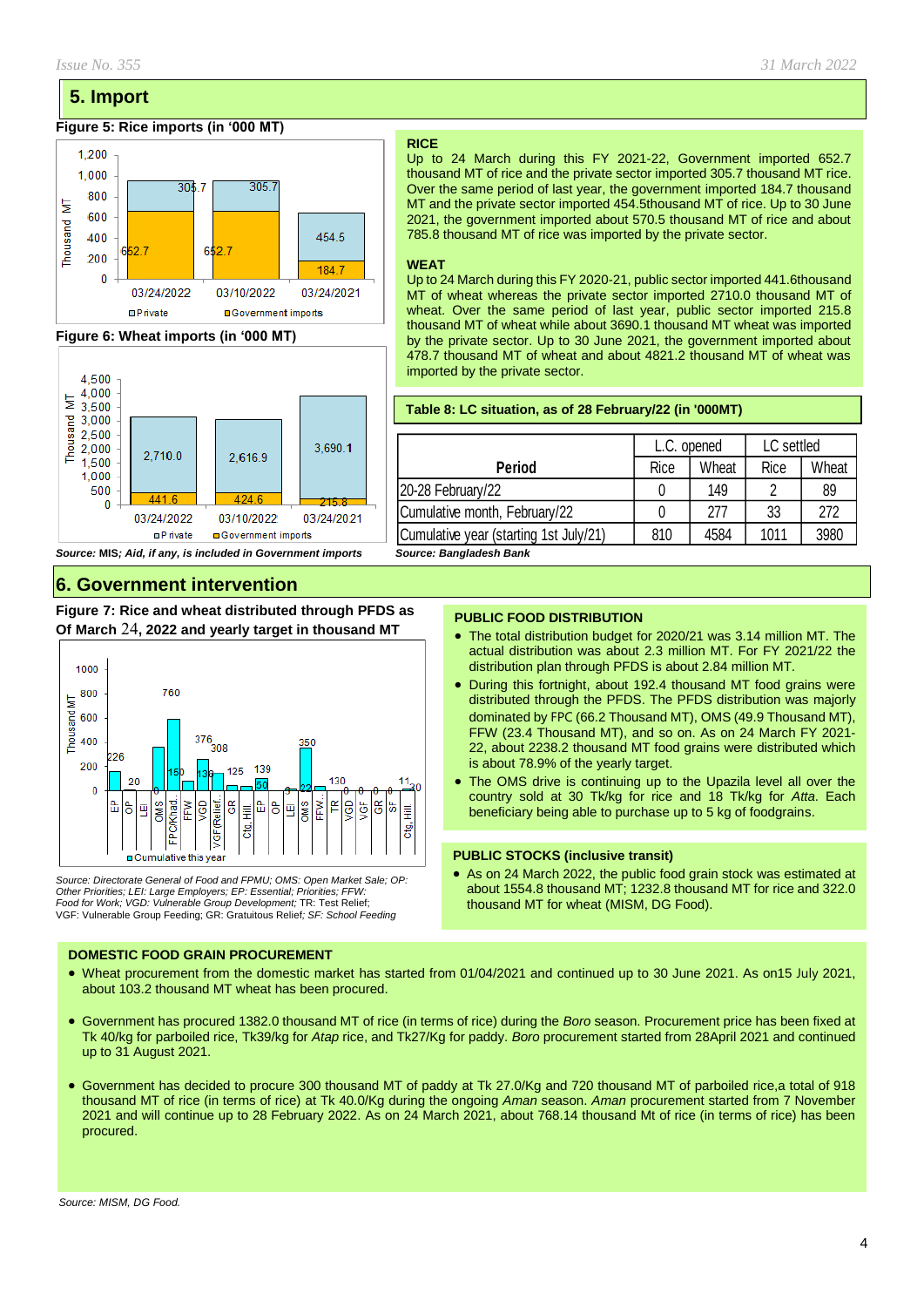## 5. Import

**Figure 5: Rice imports (in '000 MT)**

Thousand MT
1,200
1,000
800
600
400
200
0
305.7
305.7
652.7
652.7
454.5
184.7
03/24/2022
03/10/2022
03/24/2021
Private
Government imports

**Figure 6: Wheat imports (in '000 MT)**

Thousand MT
4,500
4,000
3,500
3,000
2,500
2,000
1,500
1,000
500
0
2,710.0
2,616.9
3,690.1
441.6
424.6
215.8
03/24/2022
03/10/2022
03/24/2021
Private
Government imports

*Source: MIS; Aid, if any, is included in Government imports*

**RICE**

Up to 24 March during this FY 2021-22, Government imported 652.7 thousand MT of rice and the private sector imported 305.7 thousand MT rice. Over the same period of last year, the government imported 184.7 thousand MT and the private sector imported 454.5thousand MT of rice. Up to 30 June 2021, the government imported about 570.5 thousand MT of rice and about 785.8 thousand MT of rice was imported by the private sector.

**WEAT**

Up to 24 March during this FY 2020-21, public sector imported 441.6thousand MT of wheat whereas the private sector imported 2710.0 thousand MT of wheat. Over the same period of last year, public sector imported 215.8 thousand MT of wheat while about 3690.1 thousand MT wheat was imported by the private sector. Up to 30 June 2021, the government imported about 478.7 thousand MT of wheat and about 4821.2 thousand MT of wheat was imported by the private sector.

**Table 8: LC situation, as of 28 February/22 (in '000MT)**

| Period | L.C. opened | | LC settled | |
|---|---|---|---|---|
| | Rice | Wheat | Rice | Wheat |
| 20-28 February/22 | 0 | 149 | 2 | 89 |
| Cumulative month, February/22 | 0 | 277 | 33 | 272 |
| Cumulative year (starting 1st July/21) | 810 | 4584 | 1011 | 3980 |

*Source: Bangladesh Bank*

## 6. Government intervention

**Figure 7: Rice and wheat distributed through PFDS as Of March 24, 2022 and yearly target in thousand MT**

Thousand MT
1000
800
600
400
200
0
226
20
150
760
138
376
308
125
139
50
22
350
130
11
30
EP
OP
LEI
OMS
FPCKhad.
FFW
VGD
VGF(Relief..
GR
Ctg, Hill
EP
OP
LEI
OMS
FFW..
TR
VGD
VGF
GR
SF
Ctg, Hill
Cumulative this year

*Source: Directorate General of Food and FPMU; OMS: Open Market Sale; OP: Other Priorities; LEI: Large Employers; EP: Essential; Priorities; FFW: Food for Work; VGD: Vulnerable Group Development; TR: Test Relief; VGF: Vulnerable Group Feeding; GR: Gratuitous Relief; SF: School Feeding*

**PUBLIC FOOD DISTRIBUTION**

- The total distribution budget for 2020/21 was 3.14 million MT. The actual distribution was about 2.3 million MT. For FY 2021/22 the distribution plan through PFDS is about 2.84 million MT.
- During this fortnight, about 192.4 thousand MT food grains were distributed through the PFDS. The PFDS distribution was majorly dominated by FPC (66.2 Thousand MT), OMS (49.9 Thousand MT), FFW (23.4 Thousand MT), and so on. As on 24 March FY 2021-22, about 2238.2 thousand MT food grains were distributed which is about 78.9% of the yearly target.
- The OMS drive is continuing up to the Upazila level all over the country sold at 30 Tk/kg for rice and 18 Tk/kg for *Atta*. Each beneficiary being able to purchase up to 5 kg of foodgrains.

**PUBLIC STOCKS (inclusive transit)**

- As on 24 March 2022, the public food grain stock was estimated at about 1554.8 thousand MT; 1232.8 thousand MT for rice and 322.0 thousand MT for wheat (MISM, DG Food).

**DOMESTIC FOOD GRAIN PROCUREMENT**

- Wheat procurement from the domestic market has started from 01/04/2021 and continued up to 30 June 2021. As on15 July 2021, about 103.2 thousand MT wheat has been procured.
- Government has procured 1382.0 thousand MT of rice (in terms of rice) during the *Boro* season. Procurement price has been fixed at Tk 40/kg for parboiled rice, Tk39/kg for *Atap* rice, and Tk27/Kg for paddy. *Boro* procurement started from 28April 2021 and continued up to 31 August 2021.
- Government has decided to procure 300 thousand MT of paddy at Tk 27.0/Kg and 720 thousand MT of parboiled rice,a total of 918 thousand MT of rice (in terms of rice) at Tk 40.0/Kg during the ongoing *Aman* season. *Aman* procurement started from 7 November 2021 and will continue up to 28 February 2022. As on 24 March 2021, about 768.14 thousand Mt of rice (in terms of rice) has been procured.

*Source: MISM, DG Food.*